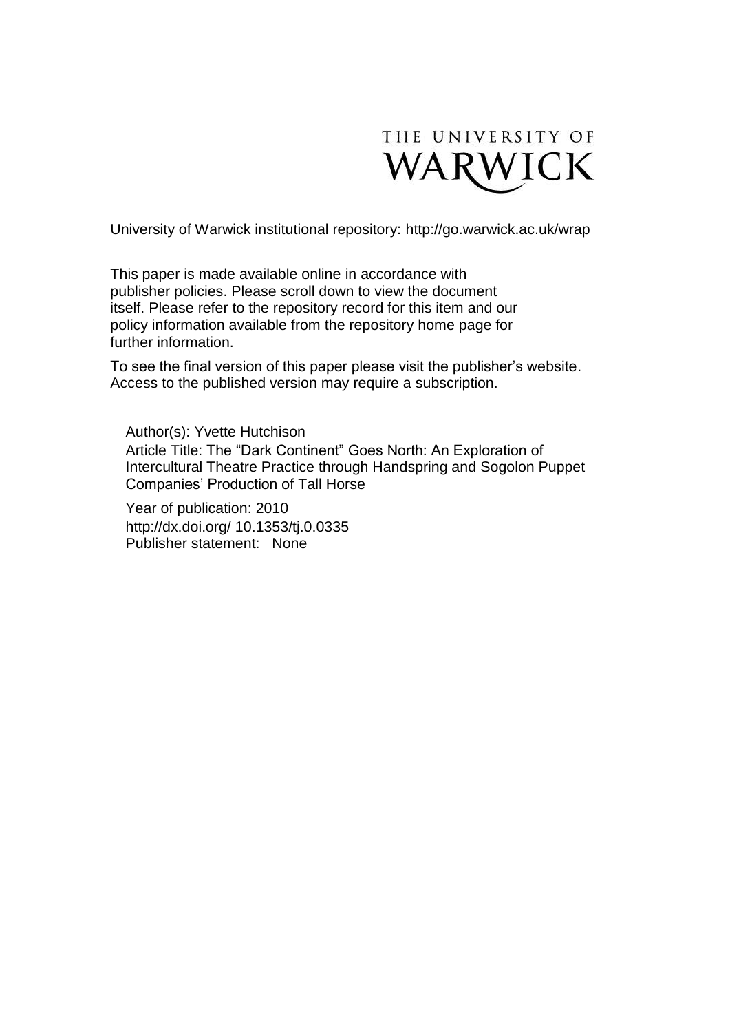THE UNIVERSITY OF WARWICK

University of Warwick institutional repository: http://go.warwick.ac.uk/wrap

This paper is made available online in accordance with publisher policies. Please scroll down to view the document itself. Please refer to the repository record for this item and our policy information available from the repository home page for further information.

To see the final version of this paper please visit the publisher's website. Access to the published version may require a subscription.

Author(s): Yvette Hutchison
Article Title: The "Dark Continent" Goes North: An Exploration of Intercultural Theatre Practice through Handspring and Sogolon Puppet Companies' Production of Tall Horse

Year of publication: 2010
http://dx.doi.org/ 10.1353/tj.0.0335
Publisher statement: None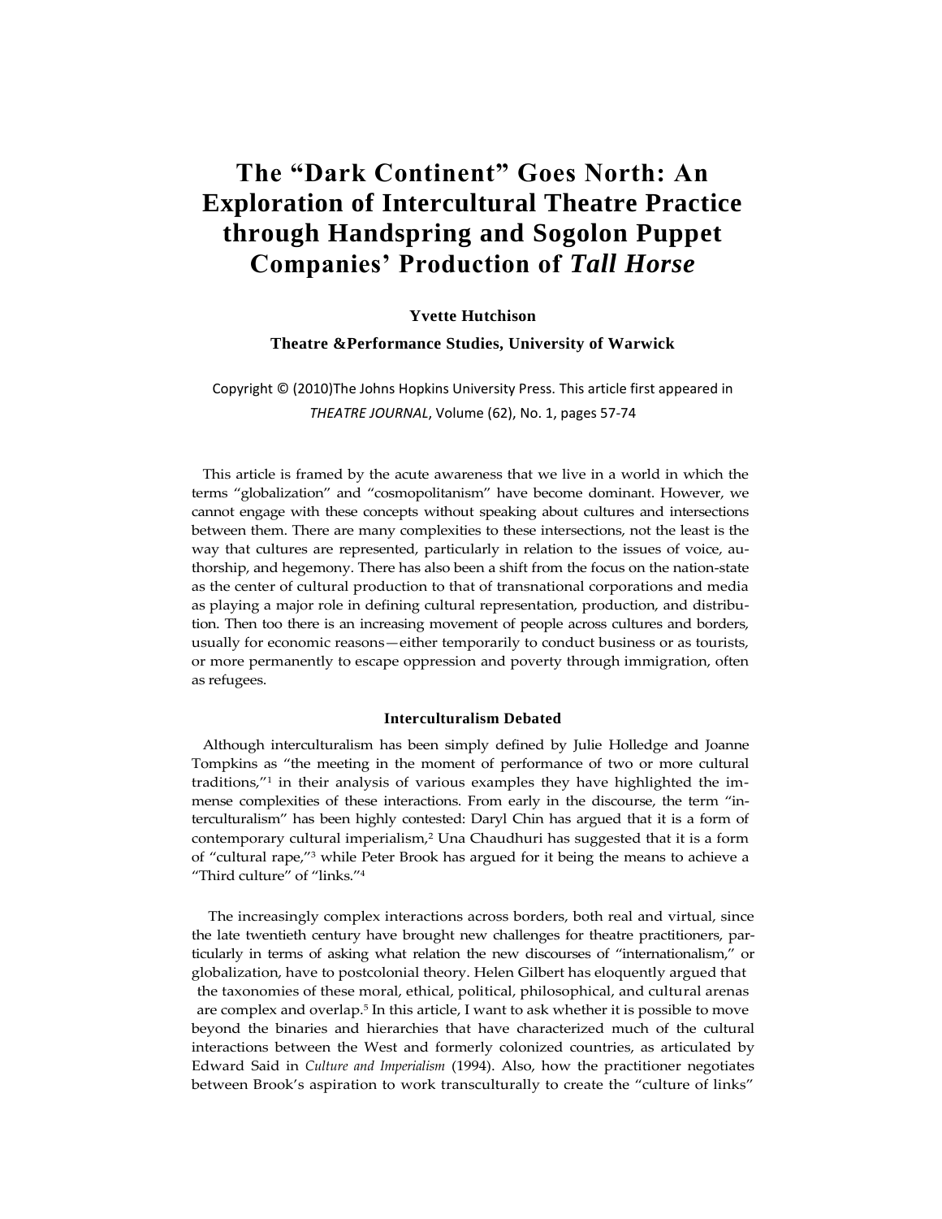# The "Dark Continent" Goes North: An Exploration of Intercultural Theatre Practice through Handspring and Sogolon Puppet Companies' Production of *Tall Horse*

**Yvette Hutchison**

**Theatre &Performance Studies, University of Warwick**

Copyright © (2010)The Johns Hopkins University Press. This article first appeared in *THEATRE JOURNAL*, Volume (62), No. 1, pages 57-74

This article is framed by the acute awareness that we live in a world in which the terms "globalization" and "cosmopolitanism" have become dominant. However, we cannot engage with these concepts without speaking about cultures and intersections between them. There are many complexities to these intersections, not the least is the way that cultures are represented, particularly in relation to the issues of voice, authorship, and hegemony. There has also been a shift from the focus on the nation-state as the center of cultural production to that of transnational corporations and media as playing a major role in defining cultural representation, production, and distribution. Then too there is an increasing movement of people across cultures and borders, usually for economic reasons—either temporarily to conduct business or as tourists, or more permanently to escape oppression and poverty through immigration, often as refugees.

### Interculturalism Debated

Although interculturalism has been simply defined by Julie Holledge and Joanne Tompkins as "the meeting in the moment of performance of two or more cultural traditions,"[1] in their analysis of various examples they have highlighted the immense complexities of these interactions. From early in the discourse, the term "interculturalism" has been highly contested: Daryl Chin has argued that it is a form of contemporary cultural imperialism,[2] Una Chaudhuri has suggested that it is a form of "cultural rape,"[3] while Peter Brook has argued for it being the means to achieve a "Third culture" of "links."[4]

The increasingly complex interactions across borders, both real and virtual, since the late twentieth century have brought new challenges for theatre practitioners, particularly in terms of asking what relation the new discourses of "internationalism," or globalization, have to postcolonial theory. Helen Gilbert has eloquently argued that the taxonomies of these moral, ethical, political, philosophical, and cultural arenas are complex and overlap.[5] In this article, I want to ask whether it is possible to move beyond the binaries and hierarchies that have characterized much of the cultural interactions between the West and formerly colonized countries, as articulated by Edward Said in *Culture and Imperialism* (1994). Also, how the practitioner negotiates between Brook's aspiration to work transculturally to create the "culture of links"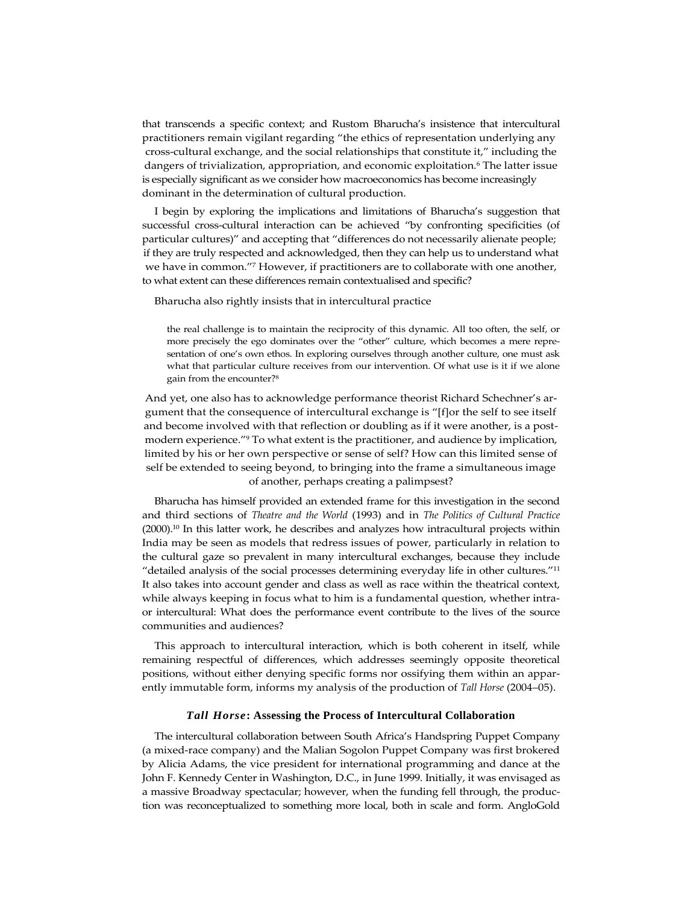that transcends a specific context; and Rustom Bharucha's insistence that intercultural practitioners remain vigilant regarding "the ethics of representation underlying any cross-cultural exchange, and the social relationships that constitute it," including the dangers of trivialization, appropriation, and economic exploitation.[6] The latter issue is especially significant as we consider how macroeconomics has become increasingly dominant in the determination of cultural production.

I begin by exploring the implications and limitations of Bharucha's suggestion that successful cross-cultural interaction can be achieved "by confronting specificities (of particular cultures)" and accepting that "differences do not necessarily alienate people; if they are truly respected and acknowledged, then they can help us to understand what we have in common."[7] However, if practitioners are to collaborate with one another, to what extent can these differences remain contextualised and specific?

Bharucha also rightly insists that in intercultural practice

> the real challenge is to maintain the reciprocity of this dynamic. All too often, the self, or more precisely the ego dominates over the "other" culture, which becomes a mere representation of one's own ethos. In exploring ourselves through another culture, one must ask what that particular culture receives from our intervention. Of what use is it if we alone gain from the encounter?[8]

And yet, one also has to acknowledge performance theorist Richard Schechner's argument that the consequence of intercultural exchange is "[f]or the self to see itself and become involved with that reflection or doubling as if it were another, is a postmodern experience."[9] To what extent is the practitioner, and audience by implication, limited by his or her own perspective or sense of self? How can this limited sense of self be extended to seeing beyond, to bringing into the frame a simultaneous image of another, perhaps creating a palimpsest?

Bharucha has himself provided an extended frame for this investigation in the second and third sections of *Theatre and the World* (1993) and in *The Politics of Cultural Practice* (2000).[10] In this latter work, he describes and analyzes how intracultural projects within India may be seen as models that redress issues of power, particularly in relation to the cultural gaze so prevalent in many intercultural exchanges, because they include "detailed analysis of the social processes determining everyday life in other cultures."[11] It also takes into account gender and class as well as race within the theatrical context, while always keeping in focus what to him is a fundamental question, whether intra- or intercultural: What does the performance event contribute to the lives of the source communities and audiences?

This approach to intercultural interaction, which is both coherent in itself, while remaining respectful of differences, which addresses seemingly opposite theoretical positions, without either denying specific forms nor ossifying them within an apparently immutable form, informs my analysis of the production of *Tall Horse* (2004–05).

## *Tall Horse*: Assessing the Process of Intercultural Collaboration

The intercultural collaboration between South Africa's Handspring Puppet Company (a mixed-race company) and the Malian Sogolon Puppet Company was first brokered by Alicia Adams, the vice president for international programming and dance at the John F. Kennedy Center in Washington, D.C., in June 1999. Initially, it was envisaged as a massive Broadway spectacular; however, when the funding fell through, the production was reconceptualized to something more local, both in scale and form. AngloGold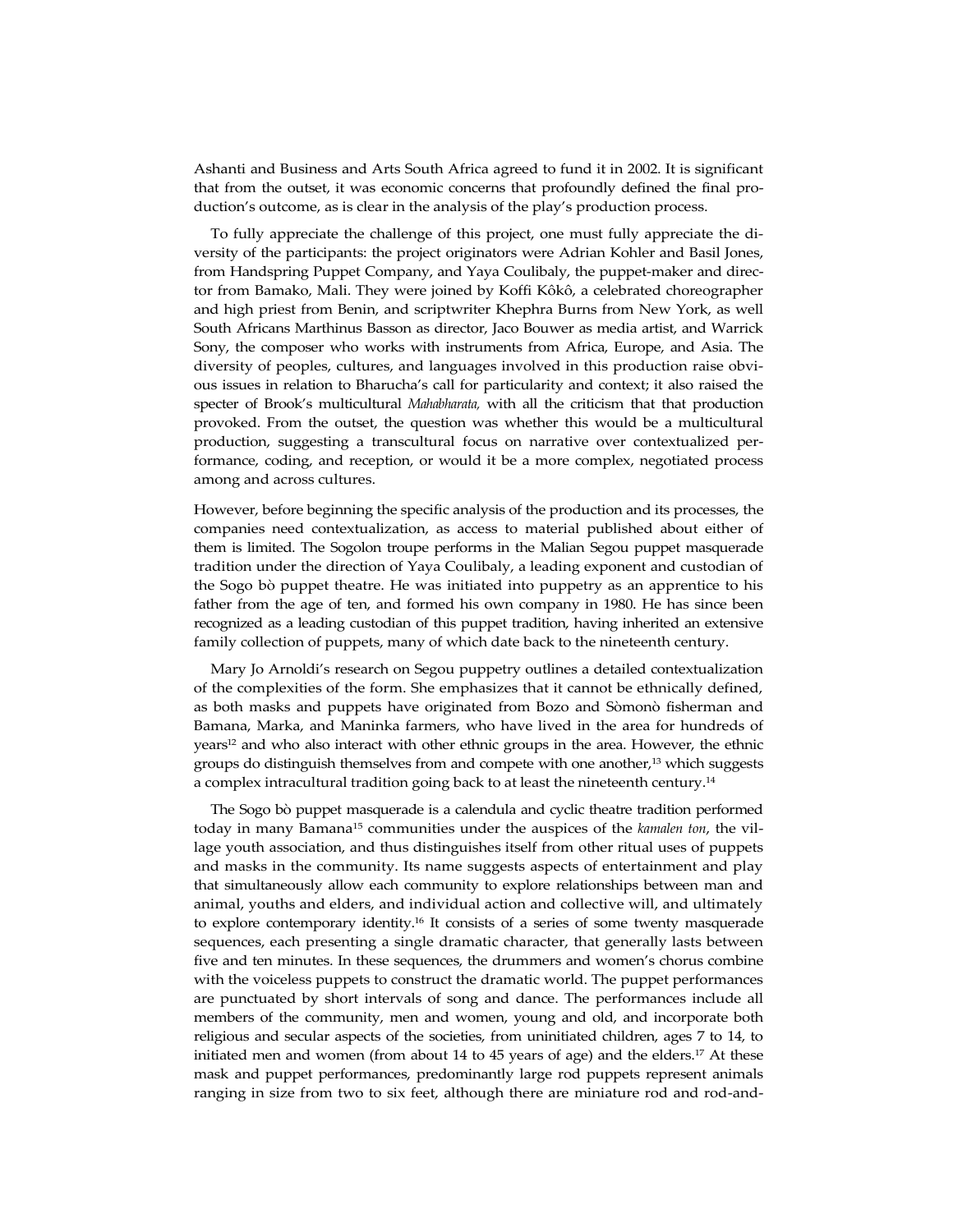Ashanti and Business and Arts South Africa agreed to fund it in 2002. It is significant that from the outset, it was economic concerns that profoundly defined the final production's outcome, as is clear in the analysis of the play's production process.

To fully appreciate the challenge of this project, one must fully appreciate the diversity of the participants: the project originators were Adrian Kohler and Basil Jones, from Handspring Puppet Company, and Yaya Coulibaly, the puppet-maker and director from Bamako, Mali. They were joined by Koffi Kôkô, a celebrated choreographer and high priest from Benin, and scriptwriter Khephra Burns from New York, as well South Africans Marthinus Basson as director, Jaco Bouwer as media artist, and Warrick Sony, the composer who works with instruments from Africa, Europe, and Asia. The diversity of peoples, cultures, and languages involved in this production raise obvious issues in relation to Bharucha's call for particularity and context; it also raised the specter of Brook's multicultural *Mahabharata,* with all the criticism that that production provoked. From the outset, the question was whether this would be a multicultural production, suggesting a transcultural focus on narrative over contextualized performance, coding, and reception, or would it be a more complex, negotiated process among and across cultures.

However, before beginning the specific analysis of the production and its processes, the companies need contextualization, as access to material published about either of them is limited. The Sogolon troupe performs in the Malian Segou puppet masquerade tradition under the direction of Yaya Coulibaly, a leading exponent and custodian of the Sogo bò puppet theatre. He was initiated into puppetry as an apprentice to his father from the age of ten, and formed his own company in 1980. He has since been recognized as a leading custodian of this puppet tradition, having inherited an extensive family collection of puppets, many of which date back to the nineteenth century.

Mary Jo Arnoldi's research on Segou puppetry outlines a detailed contextualization of the complexities of the form. She emphasizes that it cannot be ethnically defined, as both masks and puppets have originated from Bozo and Sòmonò fisherman and Bamana, Marka, and Maninka farmers, who have lived in the area for hundreds of years[12] and who also interact with other ethnic groups in the area. However, the ethnic groups do distinguish themselves from and compete with one another,[13] which suggests a complex intracultural tradition going back to at least the nineteenth century.[14]

The Sogo bò puppet masquerade is a calendula and cyclic theatre tradition performed today in many Bamana[15] communities under the auspices of the *kamalen ton*, the village youth association, and thus distinguishes itself from other ritual uses of puppets and masks in the community. Its name suggests aspects of entertainment and play that simultaneously allow each community to explore relationships between man and animal, youths and elders, and individual action and collective will, and ultimately to explore contemporary identity.[16] It consists of a series of some twenty masquerade sequences, each presenting a single dramatic character, that generally lasts between five and ten minutes. In these sequences, the drummers and women's chorus combine with the voiceless puppets to construct the dramatic world. The puppet performances are punctuated by short intervals of song and dance. The performances include all members of the community, men and women, young and old, and incorporate both religious and secular aspects of the societies, from uninitiated children, ages 7 to 14, to initiated men and women (from about 14 to 45 years of age) and the elders.[17] At these mask and puppet performances, predominantly large rod puppets represent animals ranging in size from two to six feet, although there are miniature rod and rod-and-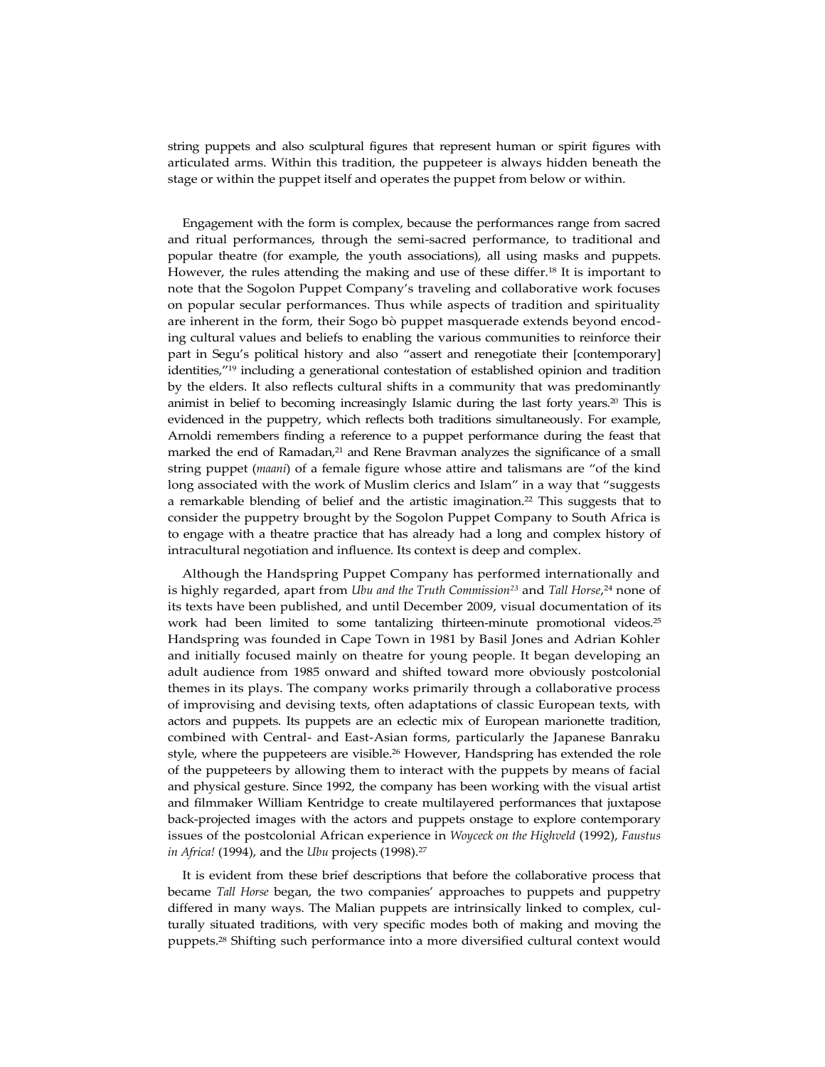string puppets and also sculptural figures that represent human or spirit figures with articulated arms. Within this tradition, the puppeteer is always hidden beneath the stage or within the puppet itself and operates the puppet from below or within.

Engagement with the form is complex, because the performances range from sacred and ritual performances, through the semi-sacred performance, to traditional and popular theatre (for example, the youth associations), all using masks and puppets. However, the rules attending the making and use of these differ.[18] It is important to note that the Sogolon Puppet Company's traveling and collaborative work focuses on popular secular performances. Thus while aspects of tradition and spirituality are inherent in the form, their Sogo bò puppet masquerade extends beyond encoding cultural values and beliefs to enabling the various communities to reinforce their part in Segu's political history and also "assert and renegotiate their [contemporary] identities,"[19] including a generational contestation of established opinion and tradition by the elders. It also reflects cultural shifts in a community that was predominantly animist in belief to becoming increasingly Islamic during the last forty years.[20] This is evidenced in the puppetry, which reflects both traditions simultaneously. For example, Arnoldi remembers finding a reference to a puppet performance during the feast that marked the end of Ramadan,[21] and Rene Bravman analyzes the significance of a small string puppet (*maani*) of a female figure whose attire and talismans are "of the kind long associated with the work of Muslim clerics and Islam" in a way that "suggests a remarkable blending of belief and the artistic imagination.[22] This suggests that to consider the puppetry brought by the Sogolon Puppet Company to South Africa is to engage with a theatre practice that has already had a long and complex history of intracultural negotiation and influence. Its context is deep and complex.

Although the Handspring Puppet Company has performed internationally and is highly regarded, apart from *Ubu and the Truth Commission*[23] and *Tall Horse*,[24] none of its texts have been published, and until December 2009, visual documentation of its work had been limited to some tantalizing thirteen-minute promotional videos.[25] Handspring was founded in Cape Town in 1981 by Basil Jones and Adrian Kohler and initially focused mainly on theatre for young people. It began developing an adult audience from 1985 onward and shifted toward more obviously postcolonial themes in its plays. The company works primarily through a collaborative process of improvising and devising texts, often adaptations of classic European texts, with actors and puppets. Its puppets are an eclectic mix of European marionette tradition, combined with Central- and East-Asian forms, particularly the Japanese Banraku style, where the puppeteers are visible.[26] However, Handspring has extended the role of the puppeteers by allowing them to interact with the puppets by means of facial and physical gesture. Since 1992, the company has been working with the visual artist and filmmaker William Kentridge to create multilayered performances that juxtapose back-projected images with the actors and puppets onstage to explore contemporary issues of the postcolonial African experience in *Woyceck on the Highveld* (1992), *Faustus in Africa!* (1994), and the *Ubu* projects (1998).[27]

It is evident from these brief descriptions that before the collaborative process that became *Tall Horse* began, the two companies' approaches to puppets and puppetry differed in many ways. The Malian puppets are intrinsically linked to complex, culturally situated traditions, with very specific modes both of making and moving the puppets.[28] Shifting such performance into a more diversified cultural context would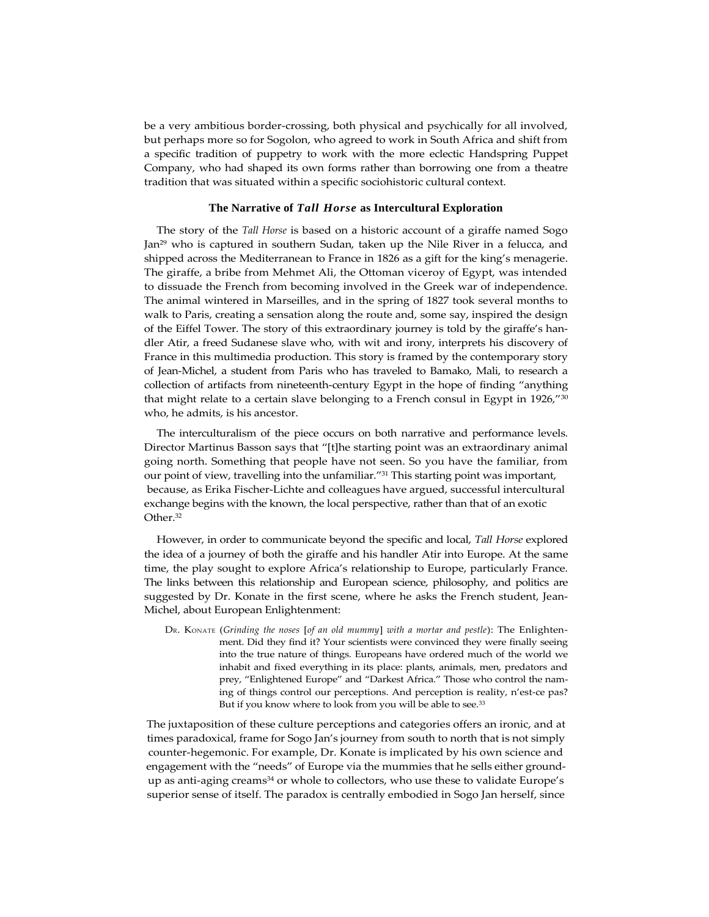be a very ambitious border-crossing, both physical and psychically for all involved, but perhaps more so for Sogolon, who agreed to work in South Africa and shift from a specific tradition of puppetry to work with the more eclectic Handspring Puppet Company, who had shaped its own forms rather than borrowing one from a theatre tradition that was situated within a specific sociohistoric cultural context.

### The Narrative of *Tall Horse* as Intercultural Exploration

The story of the *Tall Horse* is based on a historic account of a giraffe named Sogo Jan[29] who is captured in southern Sudan, taken up the Nile River in a felucca, and shipped across the Mediterranean to France in 1826 as a gift for the king's menagerie. The giraffe, a bribe from Mehmet Ali, the Ottoman viceroy of Egypt, was intended to dissuade the French from becoming involved in the Greek war of independence. The animal wintered in Marseilles, and in the spring of 1827 took several months to walk to Paris, creating a sensation along the route and, some say, inspired the design of the Eiffel Tower. The story of this extraordinary journey is told by the giraffe's handler Atir, a freed Sudanese slave who, with wit and irony, interprets his discovery of France in this multimedia production. This story is framed by the contemporary story of Jean-Michel, a student from Paris who has traveled to Bamako, Mali, to research a collection of artifacts from nineteenth-century Egypt in the hope of finding "anything that might relate to a certain slave belonging to a French consul in Egypt in 1926,"[30] who, he admits, is his ancestor.

The interculturalism of the piece occurs on both narrative and performance levels. Director Martinus Basson says that "[t]he starting point was an extraordinary animal going north. Something that people have not seen. So you have the familiar, from our point of view, travelling into the unfamiliar."[31] This starting point was important, because, as Erika Fischer-Lichte and colleagues have argued, successful intercultural exchange begins with the known, the local perspective, rather than that of an exotic Other.[32]

However, in order to communicate beyond the specific and local, *Tall Horse* explored the idea of a journey of both the giraffe and his handler Atir into Europe. At the same time, the play sought to explore Africa's relationship to Europe, particularly France. The links between this relationship and European science, philosophy, and politics are suggested by Dr. Konate in the first scene, where he asks the French student, Jean-Michel, about European Enlightenment:

> Dr. Konate (*Grinding the noses* [*of an old mummy*] *with a mortar and pestle*): The Enlightenment. Did they find it? Your scientists were convinced they were finally seeing into the true nature of things. Europeans have ordered much of the world we inhabit and fixed everything in its place: plants, animals, men, predators and prey, "Enlightened Europe" and "Darkest Africa." Those who control the naming of things control our perceptions. And perception is reality, n'est-ce pas? But if you know where to look from you will be able to see.[33]

The juxtaposition of these culture perceptions and categories offers an ironic, and at times paradoxical, frame for Sogo Jan's journey from south to north that is not simply counter-hegemonic. For example, Dr. Konate is implicated by his own science and engagement with the "needs" of Europe via the mummies that he sells either ground-up as anti-aging creams[34] or whole to collectors, who use these to validate Europe's superior sense of itself. The paradox is centrally embodied in Sogo Jan herself, since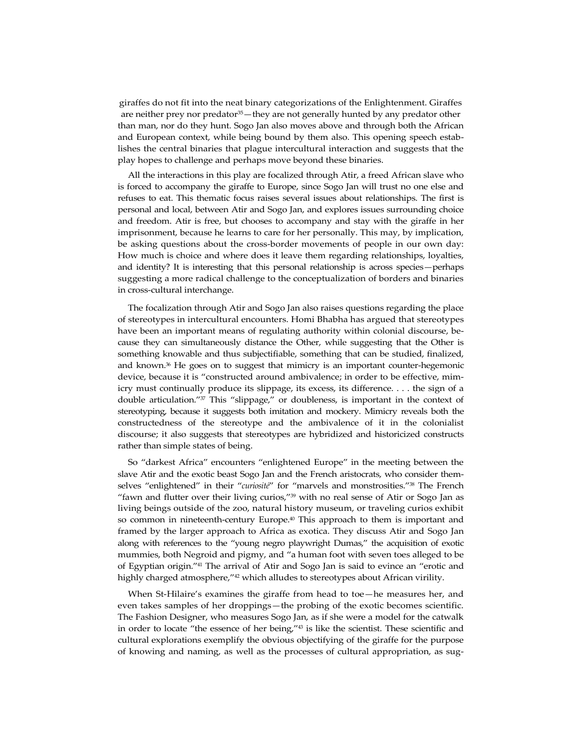giraffes do not fit into the neat binary categorizations of the Enlightenment. Giraffes are neither prey nor predator[35]—they are not generally hunted by any predator other than man, nor do they hunt. Sogo Jan also moves above and through both the African and European context, while being bound by them also. This opening speech establishes the central binaries that plague intercultural interaction and suggests that the play hopes to challenge and perhaps move beyond these binaries.

All the interactions in this play are focalized through Atir, a freed African slave who is forced to accompany the giraffe to Europe, since Sogo Jan will trust no one else and refuses to eat. This thematic focus raises several issues about relationships. The first is personal and local, between Atir and Sogo Jan, and explores issues surrounding choice and freedom. Atir is free, but chooses to accompany and stay with the giraffe in her imprisonment, because he learns to care for her personally. This may, by implication, be asking questions about the cross-border movements of people in our own day: How much is choice and where does it leave them regarding relationships, loyalties, and identity? It is interesting that this personal relationship is across species—perhaps suggesting a more radical challenge to the conceptualization of borders and binaries in cross-cultural interchange.

The focalization through Atir and Sogo Jan also raises questions regarding the place of stereotypes in intercultural encounters. Homi Bhabha has argued that stereotypes have been an important means of regulating authority within colonial discourse, because they can simultaneously distance the Other, while suggesting that the Other is something knowable and thus subjectifiable, something that can be studied, finalized, and known.[36] He goes on to suggest that mimicry is an important counter-hegemonic device, because it is "constructed around ambivalence; in order to be effective, mimicry must continually produce its slippage, its excess, its difference. . . . the sign of a double articulation."[37] This "slippage," or doubleness, is important in the context of stereotyping, because it suggests both imitation and mockery. Mimicry reveals both the constructedness of the stereotype and the ambivalence of it in the colonialist discourse; it also suggests that stereotypes are hybridized and historicized constructs rather than simple states of being.

So "darkest Africa" encounters "enlightened Europe" in the meeting between the slave Atir and the exotic beast Sogo Jan and the French aristocrats, who consider themselves "enlightened" in their "*curiosité*" for "marvels and monstrosities."[38] The French "fawn and flutter over their living curios,"[39] with no real sense of Atir or Sogo Jan as living beings outside of the zoo, natural history museum, or traveling curios exhibit so common in nineteenth-century Europe.[40] This approach to them is important and framed by the larger approach to Africa as exotica. They discuss Atir and Sogo Jan along with references to the "young negro playwright Dumas," the acquisition of exotic mummies, both Negroid and pigmy, and "a human foot with seven toes alleged to be of Egyptian origin."[41] The arrival of Atir and Sogo Jan is said to evince an "erotic and highly charged atmosphere,"[42] which alludes to stereotypes about African virility.

When St-Hilaire's examines the giraffe from head to toe—he measures her, and even takes samples of her droppings—the probing of the exotic becomes scientific. The Fashion Designer, who measures Sogo Jan, as if she were a model for the catwalk in order to locate "the essence of her being,"[43] is like the scientist. These scientific and cultural explorations exemplify the obvious objectifying of the giraffe for the purpose of knowing and naming, as well as the processes of cultural appropriation, as sug-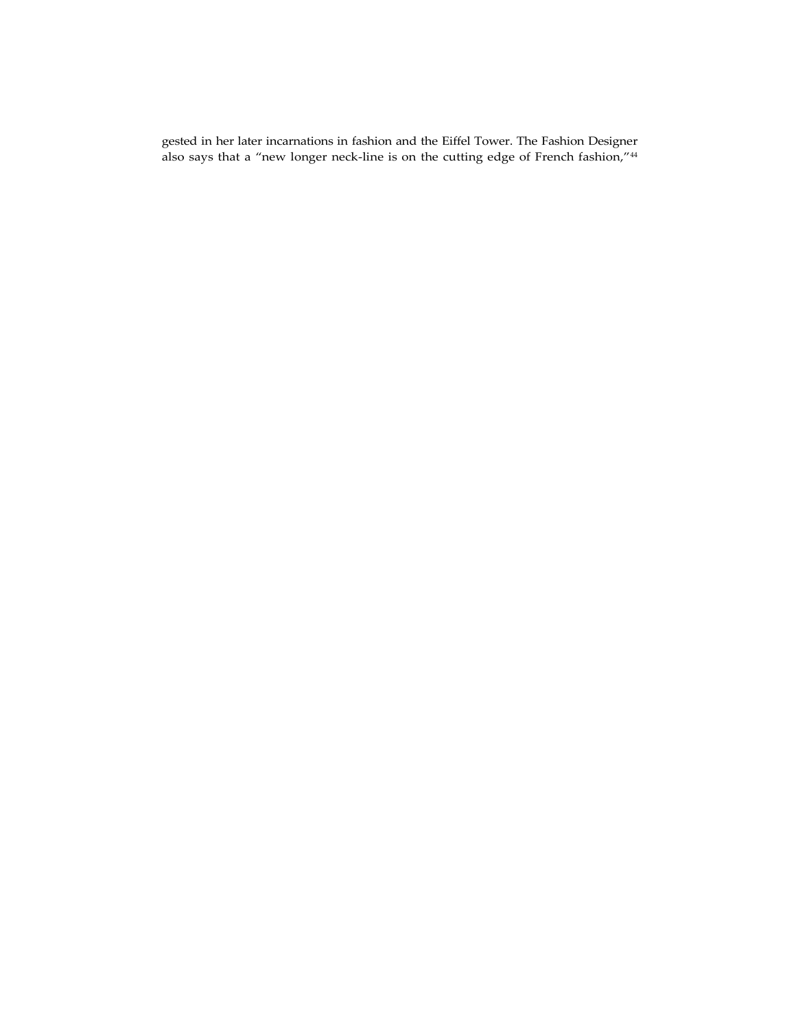gested in her later incarnations in fashion and the Eiffel Tower. The Fashion Designer also says that a "new longer neck-line is on the cutting edge of French fashion,"[44]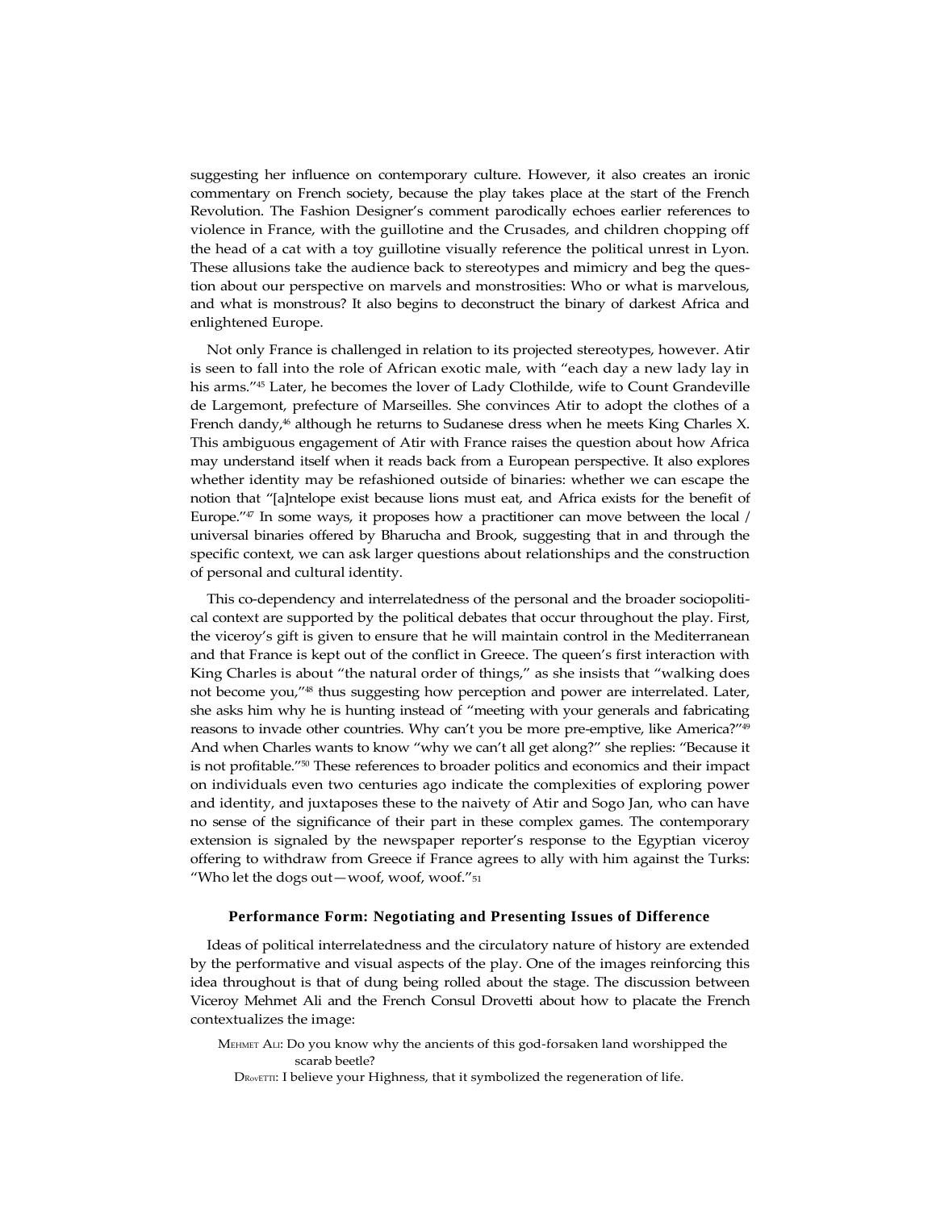suggesting her influence on contemporary culture. However, it also creates an ironic commentary on French society, because the play takes place at the start of the French Revolution. The Fashion Designer's comment parodically echoes earlier references to violence in France, with the guillotine and the Crusades, and children chopping off the head of a cat with a toy guillotine visually reference the political unrest in Lyon. These allusions take the audience back to stereotypes and mimicry and beg the question about our perspective on marvels and monstrosities: Who or what is marvelous, and what is monstrous? It also begins to deconstruct the binary of darkest Africa and enlightened Europe.

Not only France is challenged in relation to its projected stereotypes, however. Atir is seen to fall into the role of African exotic male, with "each day a new lady lay in his arms."[45] Later, he becomes the lover of Lady Clothilde, wife to Count Grandeville de Largemont, prefecture of Marseilles. She convinces Atir to adopt the clothes of a French dandy,[46] although he returns to Sudanese dress when he meets King Charles X. This ambiguous engagement of Atir with France raises the question about how Africa may understand itself when it reads back from a European perspective. It also explores whether identity may be refashioned outside of binaries: whether we can escape the notion that "[a]ntelope exist because lions must eat, and Africa exists for the benefit of Europe."[47] In some ways, it proposes how a practitioner can move between the local / universal binaries offered by Bharucha and Brook, suggesting that in and through the specific context, we can ask larger questions about relationships and the construction of personal and cultural identity.

This co-dependency and interrelatedness of the personal and the broader sociopolitical context are supported by the political debates that occur throughout the play. First, the viceroy's gift is given to ensure that he will maintain control in the Mediterranean and that France is kept out of the conflict in Greece. The queen's first interaction with King Charles is about "the natural order of things," as she insists that "walking does not become you,"[48] thus suggesting how perception and power are interrelated. Later, she asks him why he is hunting instead of "meeting with your generals and fabricating reasons to invade other countries. Why can't you be more pre-emptive, like America?"[49] And when Charles wants to know "why we can't all get along?" she replies: "Because it is not profitable."[50] These references to broader politics and economics and their impact on individuals even two centuries ago indicate the complexities of exploring power and identity, and juxtaposes these to the naivety of Atir and Sogo Jan, who can have no sense of the significance of their part in these complex games. The contemporary extension is signaled by the newspaper reporter's response to the Egyptian viceroy offering to withdraw from Greece if France agrees to ally with him against the Turks: "Who let the dogs out—woof, woof, woof."[51]

### Performance Form: Negotiating and Presenting Issues of Difference

Ideas of political interrelatedness and the circulatory nature of history are extended by the performative and visual aspects of the play. One of the images reinforcing this idea throughout is that of dung being rolled about the stage. The discussion between Viceroy Mehmet Ali and the French Consul Drovetti about how to placate the French contextualizes the image:

> Mehmet Ali: Do you know why the ancients of this god-forsaken land worshipped the scarab beetle?
>
> Drovetti: I believe your Highness, that it symbolized the regeneration of life.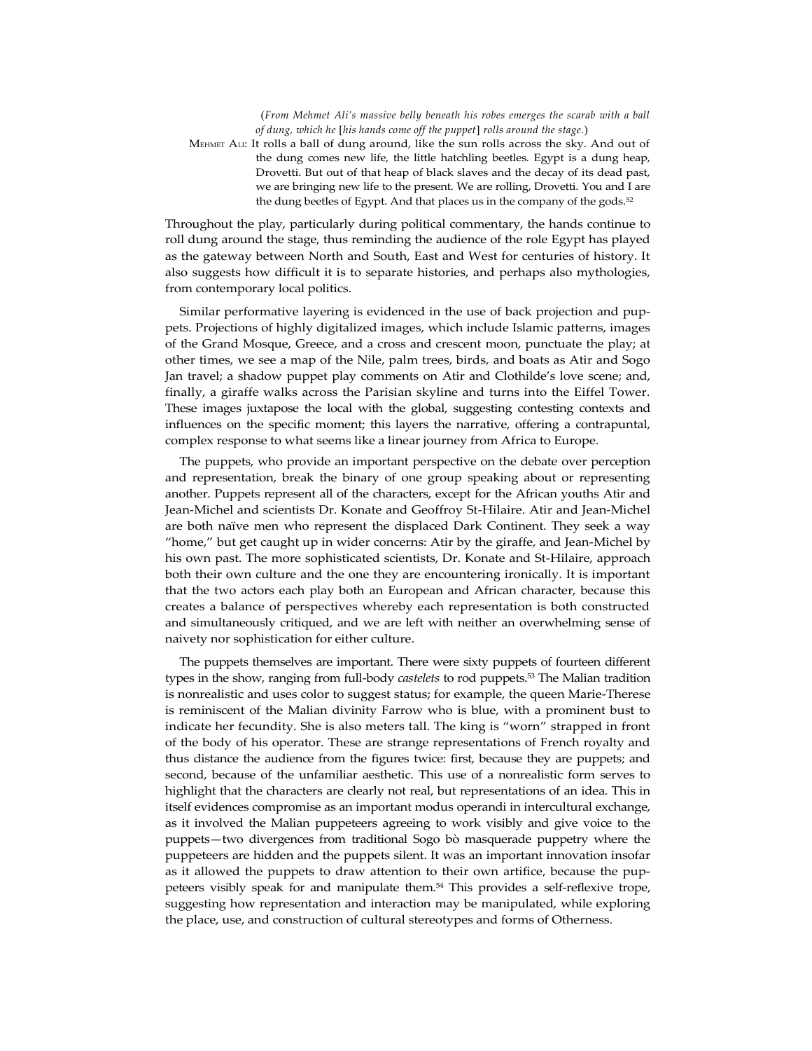(*From Mehmet Ali's massive belly beneath his robes emerges the scarab with a ball of dung, which he* [*his hands come off the puppet*] *rolls around the stage.*)

MEHMET ALI: It rolls a ball of dung around, like the sun rolls across the sky. And out of the dung comes new life, the little hatchling beetles. Egypt is a dung heap, Drovetti. But out of that heap of black slaves and the decay of its dead past, we are bringing new life to the present. We are rolling, Drovetti. You and I are the dung beetles of Egypt. And that places us in the company of the gods.[52]

Throughout the play, particularly during political commentary, the hands continue to roll dung around the stage, thus reminding the audience of the role Egypt has played as the gateway between North and South, East and West for centuries of history. It also suggests how difficult it is to separate histories, and perhaps also mythologies, from contemporary local politics.

Similar performative layering is evidenced in the use of back projection and puppets. Projections of highly digitalized images, which include Islamic patterns, images of the Grand Mosque, Greece, and a cross and crescent moon, punctuate the play; at other times, we see a map of the Nile, palm trees, birds, and boats as Atir and Sogo Jan travel; a shadow puppet play comments on Atir and Clothilde's love scene; and, finally, a giraffe walks across the Parisian skyline and turns into the Eiffel Tower. These images juxtapose the local with the global, suggesting contesting contexts and influences on the specific moment; this layers the narrative, offering a contrapuntal, complex response to what seems like a linear journey from Africa to Europe.

The puppets, who provide an important perspective on the debate over perception and representation, break the binary of one group speaking about or representing another. Puppets represent all of the characters, except for the African youths Atir and Jean-Michel and scientists Dr. Konate and Geoffroy St-Hilaire. Atir and Jean-Michel are both naïve men who represent the displaced Dark Continent. They seek a way "home," but get caught up in wider concerns: Atir by the giraffe, and Jean-Michel by his own past. The more sophisticated scientists, Dr. Konate and St-Hilaire, approach both their own culture and the one they are encountering ironically. It is important that the two actors each play both an European and African character, because this creates a balance of perspectives whereby each representation is both constructed and simultaneously critiqued, and we are left with neither an overwhelming sense of naivety nor sophistication for either culture.

The puppets themselves are important. There were sixty puppets of fourteen different types in the show, ranging from full-body *castelets* to rod puppets.[53] The Malian tradition is nonrealistic and uses color to suggest status; for example, the queen Marie-Therese is reminiscent of the Malian divinity Farrow who is blue, with a prominent bust to indicate her fecundity. She is also meters tall. The king is "worn" strapped in front of the body of his operator. These are strange representations of French royalty and thus distance the audience from the figures twice: first, because they are puppets; and second, because of the unfamiliar aesthetic. This use of a nonrealistic form serves to highlight that the characters are clearly not real, but representations of an idea. This in itself evidences compromise as an important modus operandi in intercultural exchange, as it involved the Malian puppeteers agreeing to work visibly and give voice to the puppets—two divergences from traditional Sogo bò masquerade puppetry where the puppeteers are hidden and the puppets silent. It was an important innovation insofar as it allowed the puppets to draw attention to their own artifice, because the puppeteers visibly speak for and manipulate them.[54] This provides a self-reflexive trope, suggesting how representation and interaction may be manipulated, while exploring the place, use, and construction of cultural stereotypes and forms of Otherness.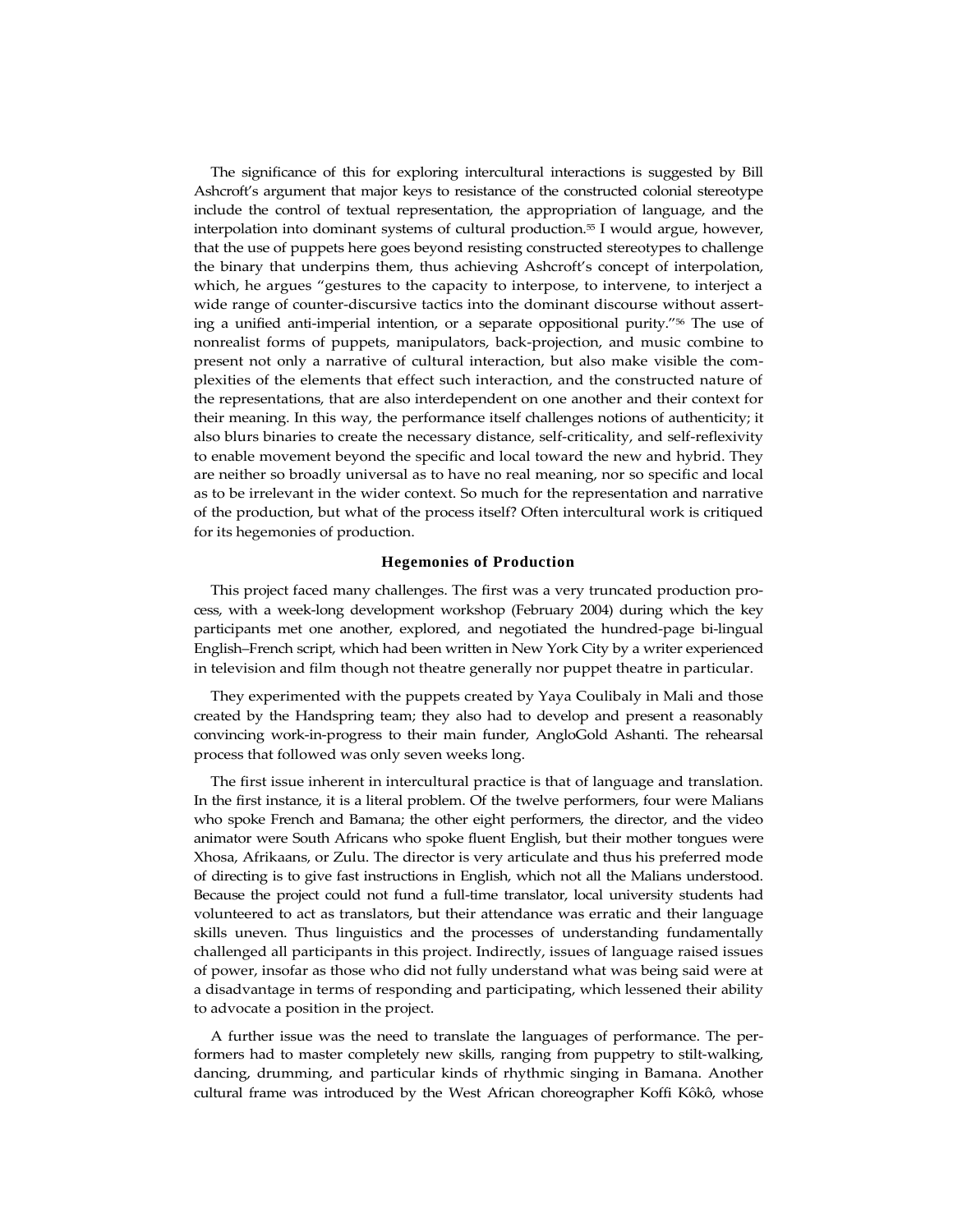The significance of this for exploring intercultural interactions is suggested by Bill Ashcroft's argument that major keys to resistance of the constructed colonial stereotype include the control of textual representation, the appropriation of language, and the interpolation into dominant systems of cultural production.[55] I would argue, however, that the use of puppets here goes beyond resisting constructed stereotypes to challenge the binary that underpins them, thus achieving Ashcroft's concept of interpolation, which, he argues "gestures to the capacity to interpose, to intervene, to interject a wide range of counter-discursive tactics into the dominant discourse without asserting a unified anti-imperial intention, or a separate oppositional purity."[56] The use of nonrealist forms of puppets, manipulators, back-projection, and music combine to present not only a narrative of cultural interaction, but also make visible the complexities of the elements that effect such interaction, and the constructed nature of the representations, that are also interdependent on one another and their context for their meaning. In this way, the performance itself challenges notions of authenticity; it also blurs binaries to create the necessary distance, self-criticality, and self-reflexivity to enable movement beyond the specific and local toward the new and hybrid. They are neither so broadly universal as to have no real meaning, nor so specific and local as to be irrelevant in the wider context. So much for the representation and narrative of the production, but what of the process itself? Often intercultural work is critiqued for its hegemonies of production.

### Hegemonies of Production

This project faced many challenges. The first was a very truncated production process, with a week-long development workshop (February 2004) during which the key participants met one another, explored, and negotiated the hundred-page bi-lingual English–French script, which had been written in New York City by a writer experienced in television and film though not theatre generally nor puppet theatre in particular.

They experimented with the puppets created by Yaya Coulibaly in Mali and those created by the Handspring team; they also had to develop and present a reasonably convincing work-in-progress to their main funder, AngloGold Ashanti. The rehearsal process that followed was only seven weeks long.

The first issue inherent in intercultural practice is that of language and translation. In the first instance, it is a literal problem. Of the twelve performers, four were Malians who spoke French and Bamana; the other eight performers, the director, and the video animator were South Africans who spoke fluent English, but their mother tongues were Xhosa, Afrikaans, or Zulu. The director is very articulate and thus his preferred mode of directing is to give fast instructions in English, which not all the Malians understood. Because the project could not fund a full-time translator, local university students had volunteered to act as translators, but their attendance was erratic and their language skills uneven. Thus linguistics and the processes of understanding fundamentally challenged all participants in this project. Indirectly, issues of language raised issues of power, insofar as those who did not fully understand what was being said were at a disadvantage in terms of responding and participating, which lessened their ability to advocate a position in the project.

A further issue was the need to translate the languages of performance. The performers had to master completely new skills, ranging from puppetry to stilt-walking, dancing, drumming, and particular kinds of rhythmic singing in Bamana. Another cultural frame was introduced by the West African choreographer Koffi Kôkô, whose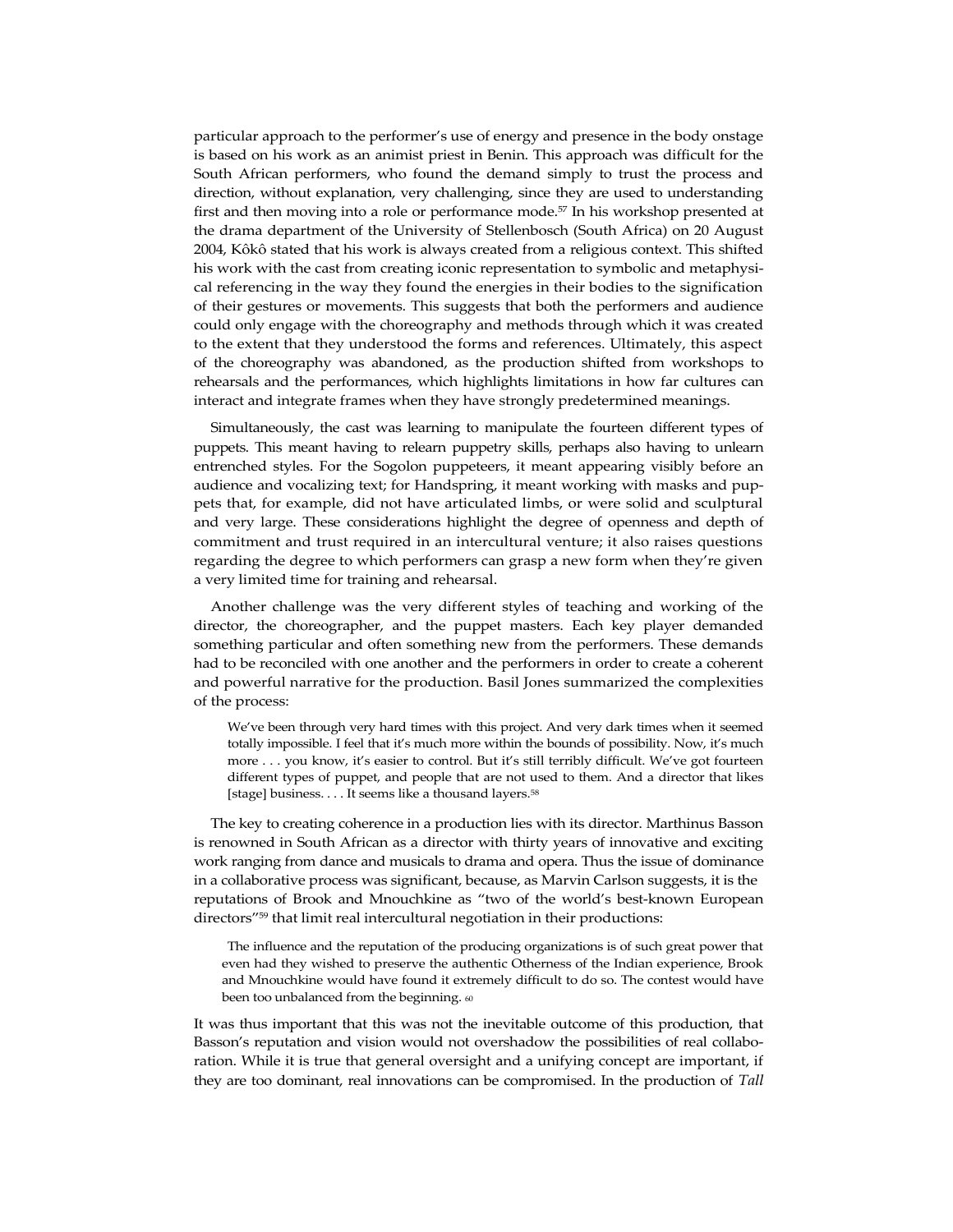particular approach to the performer's use of energy and presence in the body onstage is based on his work as an animist priest in Benin. This approach was difficult for the South African performers, who found the demand simply to trust the process and direction, without explanation, very challenging, since they are used to understanding first and then moving into a role or performance mode.[57] In his workshop presented at the drama department of the University of Stellenbosch (South Africa) on 20 August 2004, Kôkô stated that his work is always created from a religious context. This shifted his work with the cast from creating iconic representation to symbolic and metaphysical referencing in the way they found the energies in their bodies to the signification of their gestures or movements. This suggests that both the performers and audience could only engage with the choreography and methods through which it was created to the extent that they understood the forms and references. Ultimately, this aspect of the choreography was abandoned, as the production shifted from workshops to rehearsals and the performances, which highlights limitations in how far cultures can interact and integrate frames when they have strongly predetermined meanings.

Simultaneously, the cast was learning to manipulate the fourteen different types of puppets. This meant having to relearn puppetry skills, perhaps also having to unlearn entrenched styles. For the Sogolon puppeteers, it meant appearing visibly before an audience and vocalizing text; for Handspring, it meant working with masks and puppets that, for example, did not have articulated limbs, or were solid and sculptural and very large. These considerations highlight the degree of openness and depth of commitment and trust required in an intercultural venture; it also raises questions regarding the degree to which performers can grasp a new form when they're given a very limited time for training and rehearsal.

Another challenge was the very different styles of teaching and working of the director, the choreographer, and the puppet masters. Each key player demanded something particular and often something new from the performers. These demands had to be reconciled with one another and the performers in order to create a coherent and powerful narrative for the production. Basil Jones summarized the complexities of the process:

> We've been through very hard times with this project. And very dark times when it seemed totally impossible. I feel that it's much more within the bounds of possibility. Now, it's much more . . . you know, it's easier to control. But it's still terribly difficult. We've got fourteen different types of puppet, and people that are not used to them. And a director that likes [stage] business. . . . It seems like a thousand layers.[58]

The key to creating coherence in a production lies with its director. Marthinus Basson is renowned in South African as a director with thirty years of innovative and exciting work ranging from dance and musicals to drama and opera. Thus the issue of dominance in a collaborative process was significant, because, as Marvin Carlson suggests, it is the reputations of Brook and Mnouchkine as "two of the world's best-known European directors"[59] that limit real intercultural negotiation in their productions:

> The influence and the reputation of the producing organizations is of such great power that even had they wished to preserve the authentic Otherness of the Indian experience, Brook and Mnouchkine would have found it extremely difficult to do so. The contest would have been too unbalanced from the beginning. [60]

It was thus important that this was not the inevitable outcome of this production, that Basson's reputation and vision would not overshadow the possibilities of real collaboration. While it is true that general oversight and a unifying concept are important, if they are too dominant, real innovations can be compromised. In the production of *Tall*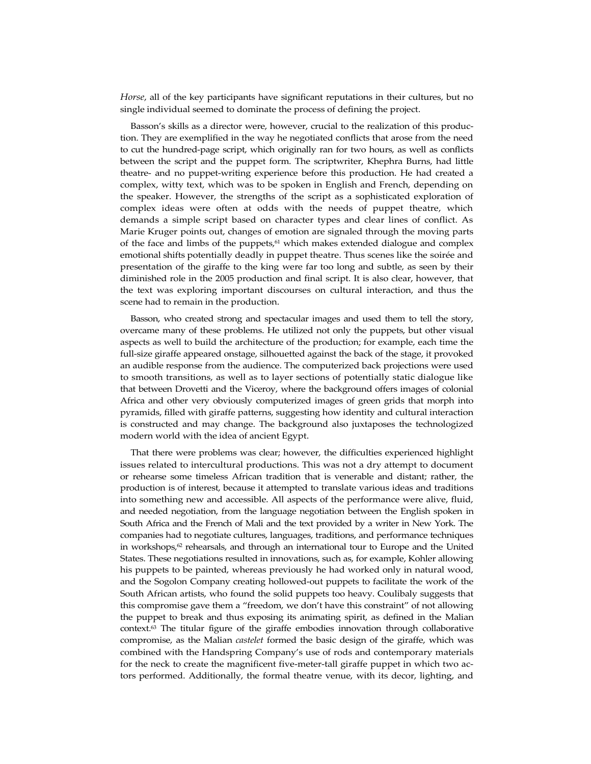*Horse*, all of the key participants have significant reputations in their cultures, but no single individual seemed to dominate the process of defining the project.

Basson's skills as a director were, however, crucial to the realization of this production. They are exemplified in the way he negotiated conflicts that arose from the need to cut the hundred-page script, which originally ran for two hours, as well as conflicts between the script and the puppet form. The scriptwriter, Khephra Burns, had little theatre- and no puppet-writing experience before this production. He had created a complex, witty text, which was to be spoken in English and French, depending on the speaker. However, the strengths of the script as a sophisticated exploration of complex ideas were often at odds with the needs of puppet theatre, which demands a simple script based on character types and clear lines of conflict. As Marie Kruger points out, changes of emotion are signaled through the moving parts of the face and limbs of the puppets,[61] which makes extended dialogue and complex emotional shifts potentially deadly in puppet theatre. Thus scenes like the soirée and presentation of the giraffe to the king were far too long and subtle, as seen by their diminished role in the 2005 production and final script. It is also clear, however, that the text was exploring important discourses on cultural interaction, and thus the scene had to remain in the production.

Basson, who created strong and spectacular images and used them to tell the story, overcame many of these problems. He utilized not only the puppets, but other visual aspects as well to build the architecture of the production; for example, each time the full-size giraffe appeared onstage, silhouetted against the back of the stage, it provoked an audible response from the audience. The computerized back projections were used to smooth transitions, as well as to layer sections of potentially static dialogue like that between Drovetti and the Viceroy, where the background offers images of colonial Africa and other very obviously computerized images of green grids that morph into pyramids, filled with giraffe patterns, suggesting how identity and cultural interaction is constructed and may change. The background also juxtaposes the technologized modern world with the idea of ancient Egypt.

That there were problems was clear; however, the difficulties experienced highlight issues related to intercultural productions. This was not a dry attempt to document or rehearse some timeless African tradition that is venerable and distant; rather, the production is of interest, because it attempted to translate various ideas and traditions into something new and accessible. All aspects of the performance were alive, fluid, and needed negotiation, from the language negotiation between the English spoken in South Africa and the French of Mali and the text provided by a writer in New York. The companies had to negotiate cultures, languages, traditions, and performance techniques in workshops,[62] rehearsals, and through an international tour to Europe and the United States. These negotiations resulted in innovations, such as, for example, Kohler allowing his puppets to be painted, whereas previously he had worked only in natural wood, and the Sogolon Company creating hollowed-out puppets to facilitate the work of the South African artists, who found the solid puppets too heavy. Coulibaly suggests that this compromise gave them a "freedom, we don't have this constraint" of not allowing the puppet to break and thus exposing its animating spirit, as defined in the Malian context.[63] The titular figure of the giraffe embodies innovation through collaborative compromise, as the Malian *castelet* formed the basic design of the giraffe, which was combined with the Handspring Company's use of rods and contemporary materials for the neck to create the magnificent five-meter-tall giraffe puppet in which two actors performed. Additionally, the formal theatre venue, with its decor, lighting, and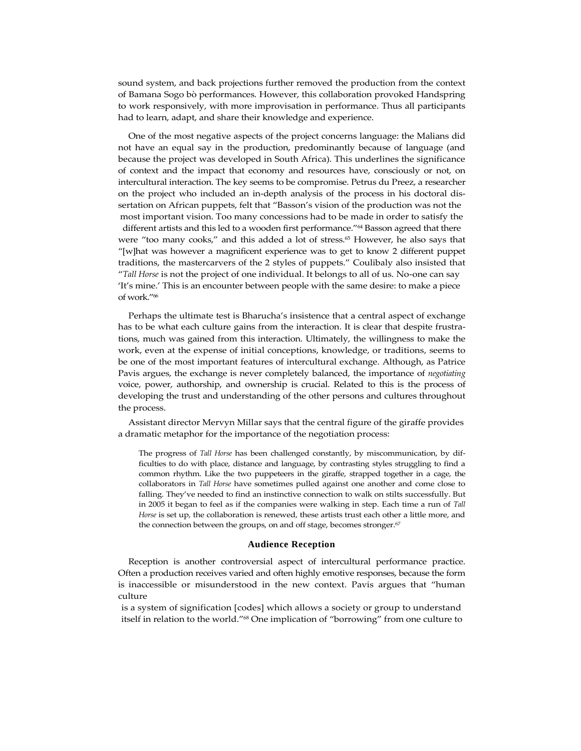sound system, and back projections further removed the production from the context of Bamana Sogo bò performances. However, this collaboration provoked Handspring to work responsively, with more improvisation in performance. Thus all participants had to learn, adapt, and share their knowledge and experience.

One of the most negative aspects of the project concerns language: the Malians did not have an equal say in the production, predominantly because of language (and because the project was developed in South Africa). This underlines the significance of context and the impact that economy and resources have, consciously or not, on intercultural interaction. The key seems to be compromise. Petrus du Preez, a researcher on the project who included an in-depth analysis of the process in his doctoral dissertation on African puppets, felt that "Basson's vision of the production was not the most important vision. Too many concessions had to be made in order to satisfy the different artists and this led to a wooden first performance."[64] Basson agreed that there were "too many cooks," and this added a lot of stress.[65] However, he also says that "[w]hat was however a magnificent experience was to get to know 2 different puppet traditions, the mastercarvers of the 2 styles of puppets." Coulibaly also insisted that "*Tall Horse* is not the project of one individual. It belongs to all of us. No-one can say 'It's mine.' This is an encounter between people with the same desire: to make a piece of work."[66]

Perhaps the ultimate test is Bharucha's insistence that a central aspect of exchange has to be what each culture gains from the interaction. It is clear that despite frustrations, much was gained from this interaction. Ultimately, the willingness to make the work, even at the expense of initial conceptions, knowledge, or traditions, seems to be one of the most important features of intercultural exchange. Although, as Patrice Pavis argues, the exchange is never completely balanced, the importance of *negotiating* voice, power, authorship, and ownership is crucial. Related to this is the process of developing the trust and understanding of the other persons and cultures throughout the process.

Assistant director Mervyn Millar says that the central figure of the giraffe provides a dramatic metaphor for the importance of the negotiation process:

> The progress of *Tall Horse* has been challenged constantly, by miscommunication, by difficulties to do with place, distance and language, by contrasting styles struggling to find a common rhythm. Like the two puppeteers in the giraffe, strapped together in a cage, the collaborators in *Tall Horse* have sometimes pulled against one another and come close to falling. They've needed to find an instinctive connection to walk on stilts successfully. But in 2005 it began to feel as if the companies were walking in step. Each time a run of *Tall Horse* is set up, the collaboration is renewed, these artists trust each other a little more, and the connection between the groups, on and off stage, becomes stronger.[67]

### Audience Reception

Reception is another controversial aspect of intercultural performance practice. Often a production receives varied and often highly emotive responses, because the form is inaccessible or misunderstood in the new context. Pavis argues that "human culture is a system of signification [codes] which allows a society or group to understand itself in relation to the world."[68] One implication of "borrowing" from one culture to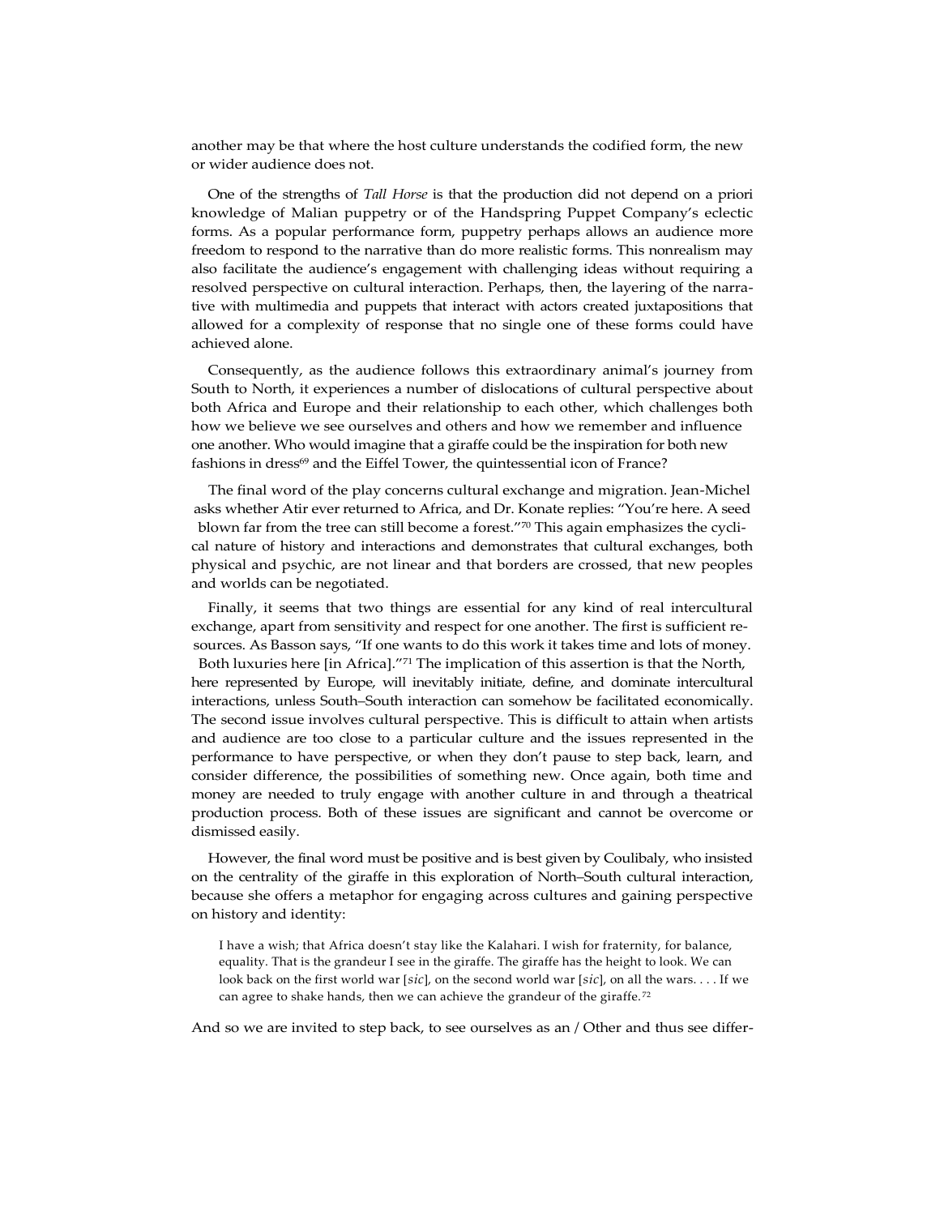another may be that where the host culture understands the codified form, the new or wider audience does not.

One of the strengths of *Tall Horse* is that the production did not depend on a priori knowledge of Malian puppetry or of the Handspring Puppet Company's eclectic forms. As a popular performance form, puppetry perhaps allows an audience more freedom to respond to the narrative than do more realistic forms. This nonrealism may also facilitate the audience's engagement with challenging ideas without requiring a resolved perspective on cultural interaction. Perhaps, then, the layering of the narrative with multimedia and puppets that interact with actors created juxtapositions that allowed for a complexity of response that no single one of these forms could have achieved alone.

Consequently, as the audience follows this extraordinary animal's journey from South to North, it experiences a number of dislocations of cultural perspective about both Africa and Europe and their relationship to each other, which challenges both how we believe we see ourselves and others and how we remember and influence one another. Who would imagine that a giraffe could be the inspiration for both new fashions in dress[69] and the Eiffel Tower, the quintessential icon of France?

The final word of the play concerns cultural exchange and migration. Jean-Michel asks whether Atir ever returned to Africa, and Dr. Konate replies: "You're here. A seed blown far from the tree can still become a forest."[70] This again emphasizes the cyclical nature of history and interactions and demonstrates that cultural exchanges, both physical and psychic, are not linear and that borders are crossed, that new peoples and worlds can be negotiated.

Finally, it seems that two things are essential for any kind of real intercultural exchange, apart from sensitivity and respect for one another. The first is sufficient resources. As Basson says, "If one wants to do this work it takes time and lots of money. Both luxuries here [in Africa]."[71] The implication of this assertion is that the North, here represented by Europe, will inevitably initiate, define, and dominate intercultural interactions, unless South–South interaction can somehow be facilitated economically. The second issue involves cultural perspective. This is difficult to attain when artists and audience are too close to a particular culture and the issues represented in the performance to have perspective, or when they don't pause to step back, learn, and consider difference, the possibilities of something new. Once again, both time and money are needed to truly engage with another culture in and through a theatrical production process. Both of these issues are significant and cannot be overcome or dismissed easily.

However, the final word must be positive and is best given by Coulibaly, who insisted on the centrality of the giraffe in this exploration of North–South cultural interaction, because she offers a metaphor for engaging across cultures and gaining perspective on history and identity:

> I have a wish; that Africa doesn't stay like the Kalahari. I wish for fraternity, for balance, equality. That is the grandeur I see in the giraffe. The giraffe has the height to look. We can look back on the first world war [*sic*], on the second world war [*sic*], on all the wars. . . . If we can agree to shake hands, then we can achieve the grandeur of the giraffe.[72]

And so we are invited to step back, to see ourselves as an / Other and thus see differ-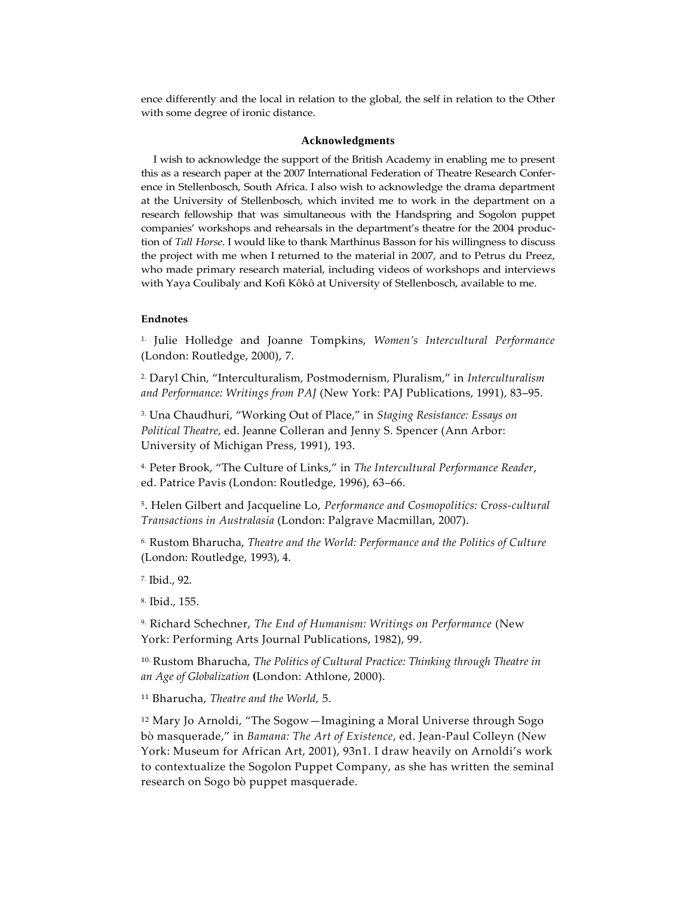ence differently and the local in relation to the global, the self in relation to the Other with some degree of ironic distance.

### Acknowledgments

I wish to acknowledge the support of the British Academy in enabling me to present this as a research paper at the 2007 International Federation of Theatre Research Conference in Stellenbosch, South Africa. I also wish to acknowledge the drama department at the University of Stellenbosch, which invited me to work in the department on a research fellowship that was simultaneous with the Handspring and Sogolon puppet companies' workshops and rehearsals in the department's theatre for the 2004 production of *Tall Horse*. I would like to thank Marthinus Basson for his willingness to discuss the project with me when I returned to the material in 2007, and to Petrus du Preez, who made primary research material, including videos of workshops and interviews with Yaya Coulibaly and Kofi Kôkô at University of Stellenbosch, available to me.

#### Endnotes

1. Julie Holledge and Joanne Tompkins, *Women's Intercultural Performance* (London: Routledge, 2000), 7.

2. Daryl Chin, "Interculturalism, Postmodernism, Pluralism," in *Interculturalism and Performance: Writings from PAJ* (New York: PAJ Publications, 1991), 83–95.

3. Una Chaudhuri, "Working Out of Place," in *Staging Resistance: Essays on Political Theatre*, ed. Jeanne Colleran and Jenny S. Spencer (Ann Arbor: University of Michigan Press, 1991), 193.

4. Peter Brook, "The Culture of Links," in *The Intercultural Performance Reader*, ed. Patrice Pavis (London: Routledge, 1996), 63–66.

5. Helen Gilbert and Jacqueline Lo, *Performance and Cosmopolitics: Cross-cultural Transactions in Australasia* (London: Palgrave Macmillan, 2007).

6. Rustom Bharucha, *Theatre and the World: Performance and the Politics of Culture* (London: Routledge, 1993), 4.

7. Ibid., 92.

8. Ibid., 155.

9. Richard Schechner, *The End of Humanism: Writings on Performance* (New York: Performing Arts Journal Publications, 1982), 99.

10. Rustom Bharucha, *The Politics of Cultural Practice: Thinking through Theatre in an Age of Globalization* (London: Athlone, 2000).

11. Bharucha, *Theatre and the World,* 5.

12. Mary Jo Arnoldi, "The Sogow—Imagining a Moral Universe through Sogo bò masquerade," in *Bamana: The Art of Existence*, ed. Jean-Paul Colleyn (New York: Museum for African Art, 2001), 93n1. I draw heavily on Arnoldi's work to contextualize the Sogolon Puppet Company, as she has written the seminal research on Sogo bò puppet masquerade.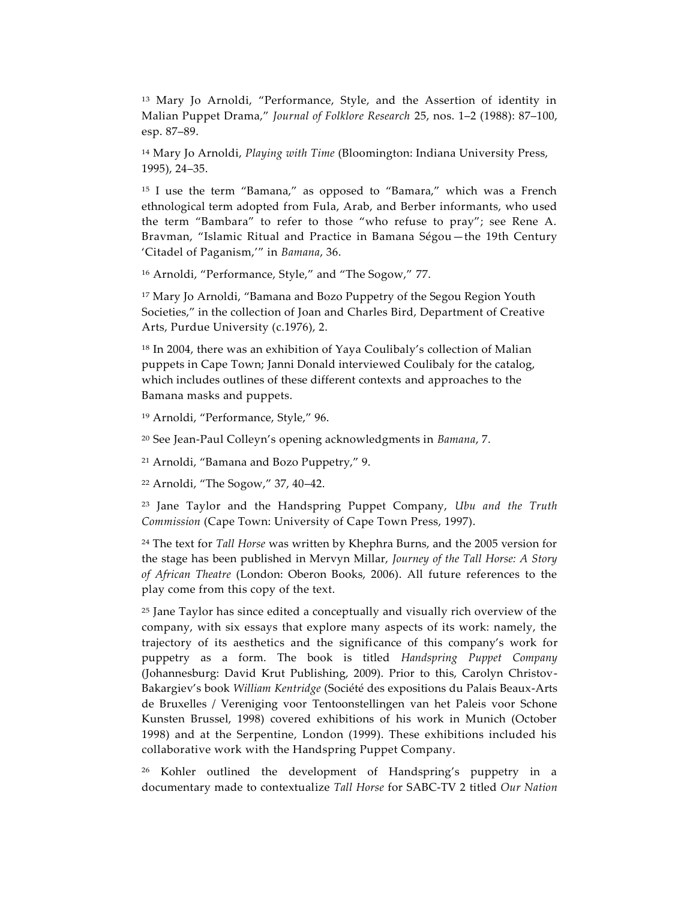[13] Mary Jo Arnoldi, "Performance, Style, and the Assertion of identity in Malian Puppet Drama," *Journal of Folklore Research* 25, nos. 1–2 (1988): 87–100, esp. 87–89.

[14] Mary Jo Arnoldi, *Playing with Time* (Bloomington: Indiana University Press, 1995), 24–35.

[15] I use the term "Bamana," as opposed to "Bamara," which was a French ethnological term adopted from Fula, Arab, and Berber informants, who used the term "Bambara" to refer to those "who refuse to pray"; see Rene A. Bravman, "Islamic Ritual and Practice in Bamana Ségou—the 19th Century 'Citadel of Paganism,'" in *Bamana*, 36.

[16] Arnoldi, "Performance, Style," and "The Sogow," 77.

[17] Mary Jo Arnoldi, "Bamana and Bozo Puppetry of the Segou Region Youth Societies," in the collection of Joan and Charles Bird, Department of Creative Arts, Purdue University (c.1976), 2.

[18] In 2004, there was an exhibition of Yaya Coulibaly's collection of Malian puppets in Cape Town; Janni Donald interviewed Coulibaly for the catalog, which includes outlines of these different contexts and approaches to the Bamana masks and puppets.

[19] Arnoldi, "Performance, Style," 96.

[20] See Jean-Paul Colleyn's opening acknowledgments in *Bamana*, 7.

[21] Arnoldi, "Bamana and Bozo Puppetry," 9.

[22] Arnoldi, "The Sogow," 37, 40–42.

[23] Jane Taylor and the Handspring Puppet Company, *Ubu and the Truth Commission* (Cape Town: University of Cape Town Press, 1997).

[24] The text for *Tall Horse* was written by Khephra Burns, and the 2005 version for the stage has been published in Mervyn Millar, *Journey of the Tall Horse: A Story of African Theatre* (London: Oberon Books, 2006). All future references to the play come from this copy of the text.

[25] Jane Taylor has since edited a conceptually and visually rich overview of the company, with six essays that explore many aspects of its work: namely, the trajectory of its aesthetics and the significance of this company's work for puppetry as a form. The book is titled *Handspring Puppet Company* (Johannesburg: David Krut Publishing, 2009). Prior to this, Carolyn Christov-Bakargiev's book *William Kentridge* (Société des expositions du Palais Beaux-Arts de Bruxelles / Vereniging voor Tentoonstellingen van het Paleis voor Schone Kunsten Brussel, 1998) covered exhibitions of his work in Munich (October 1998) and at the Serpentine, London (1999). These exhibitions included his collaborative work with the Handspring Puppet Company.

[26] Kohler outlined the development of Handspring's puppetry in a documentary made to contextualize *Tall Horse* for SABC-TV 2 titled *Our Nation*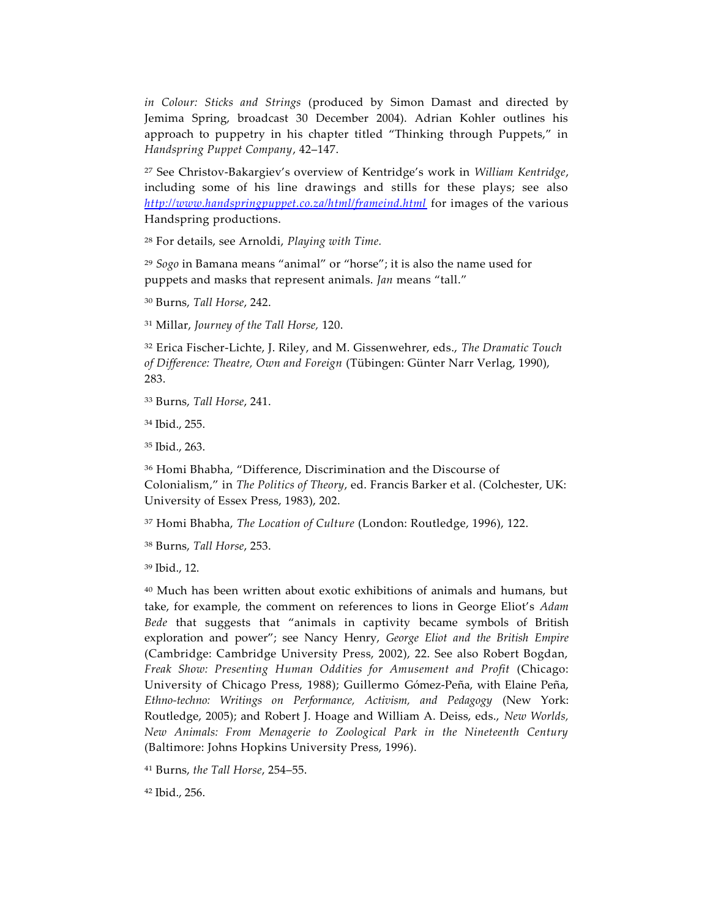*in Colour: Sticks and Strings* (produced by Simon Damast and directed by Jemima Spring, broadcast 30 December 2004). Adrian Kohler outlines his approach to puppetry in his chapter titled "Thinking through Puppets," in *Handspring Puppet Company*, 42–147.

[27] See Christov-Bakargiev's overview of Kentridge's work in *William Kentridge*, including some of his line drawings and stills for these plays; see also *http://www.handspringpuppet.co.za/html/frameind.html* for images of the various Handspring productions.

[28] For details, see Arnoldi, *Playing with Time.*

[29] *Sogo* in Bamana means "animal" or "horse"; it is also the name used for puppets and masks that represent animals. *Jan* means "tall."

[30] Burns, *Tall Horse*, 242.

[31] Millar, *Journey of the Tall Horse,* 120.

[32] Erica Fischer-Lichte, J. Riley, and M. Gissenwehrer, eds., *The Dramatic Touch of Difference: Theatre, Own and Foreign* (Tübingen: Günter Narr Verlag, 1990), 283.

[33] Burns, *Tall Horse*, 241.

[34] Ibid., 255.

[35] Ibid., 263.

[36] Homi Bhabha, "Difference, Discrimination and the Discourse of Colonialism," in *The Politics of Theory*, ed. Francis Barker et al. (Colchester, UK: University of Essex Press, 1983), 202.

[37] Homi Bhabha, *The Location of Culture* (London: Routledge, 1996), 122.

[38] Burns, *Tall Horse*, 253.

[39] Ibid., 12.

[40] Much has been written about exotic exhibitions of animals and humans, but take, for example, the comment on references to lions in George Eliot's *Adam Bede* that suggests that "animals in captivity became symbols of British exploration and power"; see Nancy Henry, *George Eliot and the British Empire* (Cambridge: Cambridge University Press, 2002), 22. See also Robert Bogdan, *Freak Show: Presenting Human Oddities for Amusement and Profit* (Chicago: University of Chicago Press, 1988); Guillermo Gómez-Peña, with Elaine Peña, *Ethno-techno: Writings on Performance, Activism, and Pedagogy* (New York: Routledge, 2005); and Robert J. Hoage and William A. Deiss, eds., *New Worlds, New Animals: From Menagerie to Zoological Park in the Nineteenth Century* (Baltimore: Johns Hopkins University Press, 1996).

[41] Burns, *the Tall Horse*, 254–55.

[42] Ibid., 256.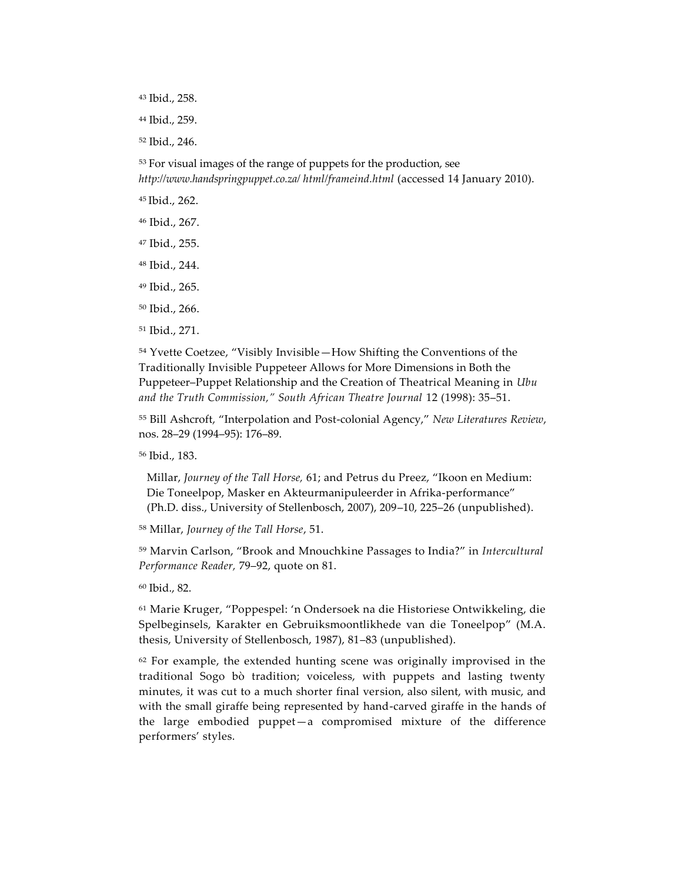[43] Ibid., 258.

[44] Ibid., 259.

[52] Ibid., 246.

[53] For visual images of the range of puppets for the production, see *http://www.handspringpuppet.co.za/ html/frameind.html* (accessed 14 January 2010).

[45] Ibid., 262.

[46] Ibid., 267.

[47] Ibid., 255.

[48] Ibid., 244.

[49] Ibid., 265.

[50] Ibid., 266.

[51] Ibid., 271.

[54] Yvette Coetzee, "Visibly Invisible—How Shifting the Conventions of the Traditionally Invisible Puppeteer Allows for More Dimensions in Both the Puppeteer–Puppet Relationship and the Creation of Theatrical Meaning in *Ubu and the Truth Commission," South African Theatre Journal* 12 (1998): 35–51.

[55] Bill Ashcroft, "Interpolation and Post-colonial Agency," *New Literatures Review*, nos. 28–29 (1994–95): 176–89.

[56] Ibid., 183.

Millar, *Journey of the Tall Horse,* 61; and Petrus du Preez, "Ikoon en Medium: Die Toneelpop, Masker en Akteurmanipuleerder in Afrika-performance" (Ph.D. diss., University of Stellenbosch, 2007), 209–10, 225–26 (unpublished).

[58] Millar, *Journey of the Tall Horse*, 51.

[59] Marvin Carlson, "Brook and Mnouchkine Passages to India?" in *Intercultural Performance Reader,* 79–92, quote on 81.

[60] Ibid., 82.

[61] Marie Kruger, "Poppespel: 'n Ondersoek na die Historiese Ontwikkeling, die Spelbeginsels, Karakter en Gebruiksmoontlikhede van die Toneelpop" (M.A. thesis, University of Stellenbosch, 1987), 81–83 (unpublished).

[62] For example, the extended hunting scene was originally improvised in the traditional Sogo bò tradition; voiceless, with puppets and lasting twenty minutes, it was cut to a much shorter final version, also silent, with music, and with the small giraffe being represented by hand-carved giraffe in the hands of the large embodied puppet—a compromised mixture of the difference performers' styles.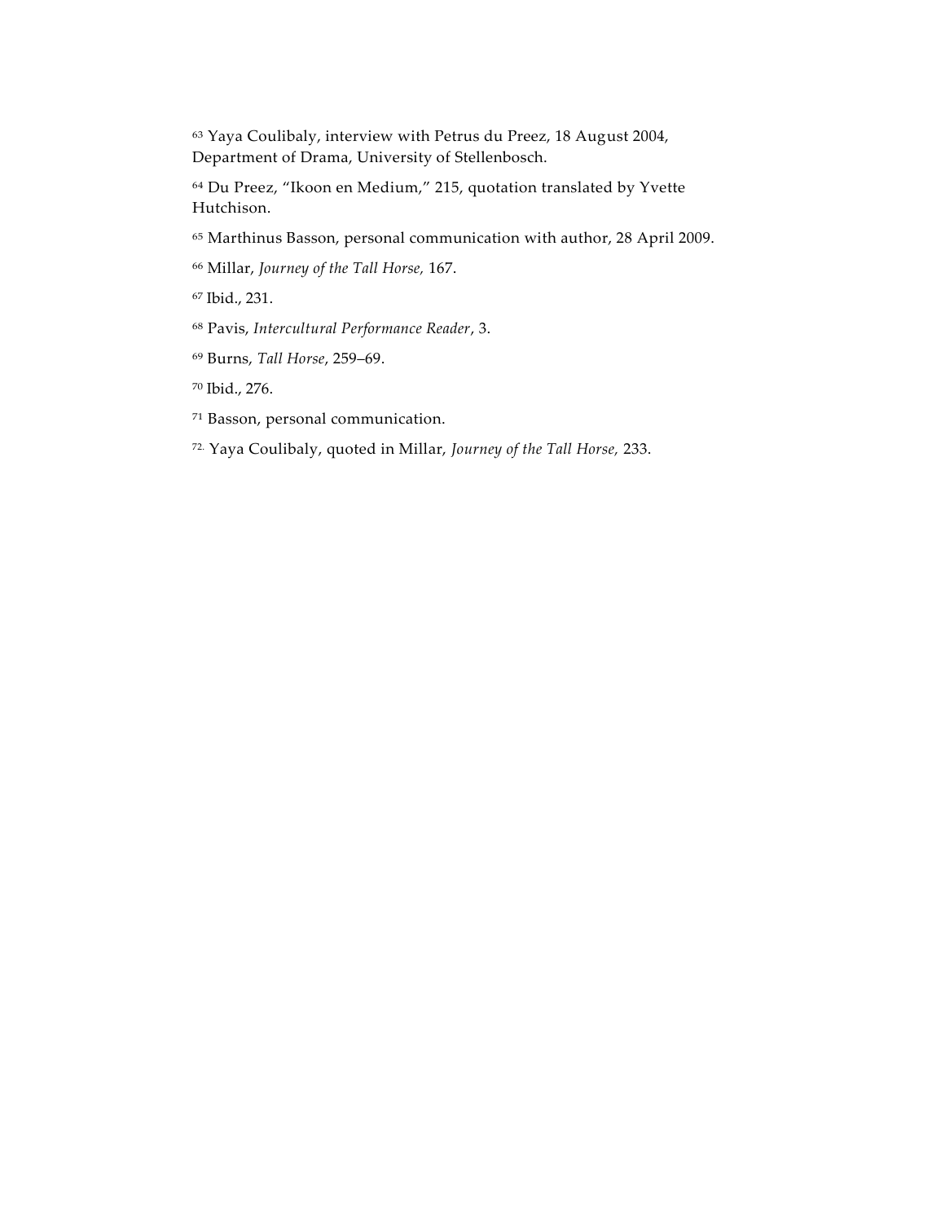[63] Yaya Coulibaly, interview with Petrus du Preez, 18 August 2004, Department of Drama, University of Stellenbosch.

[64] Du Preez, "Ikoon en Medium," 215, quotation translated by Yvette Hutchison.

[65] Marthinus Basson, personal communication with author, 28 April 2009.

[66] Millar, *Journey of the Tall Horse,* 167.

[67] Ibid., 231.

[68] Pavis, *Intercultural Performance Reader*, 3.

[69] Burns, *Tall Horse*, 259–69.

[70] Ibid., 276.

[71] Basson, personal communication.

[72] Yaya Coulibaly, quoted in Millar, *Journey of the Tall Horse,* 233.